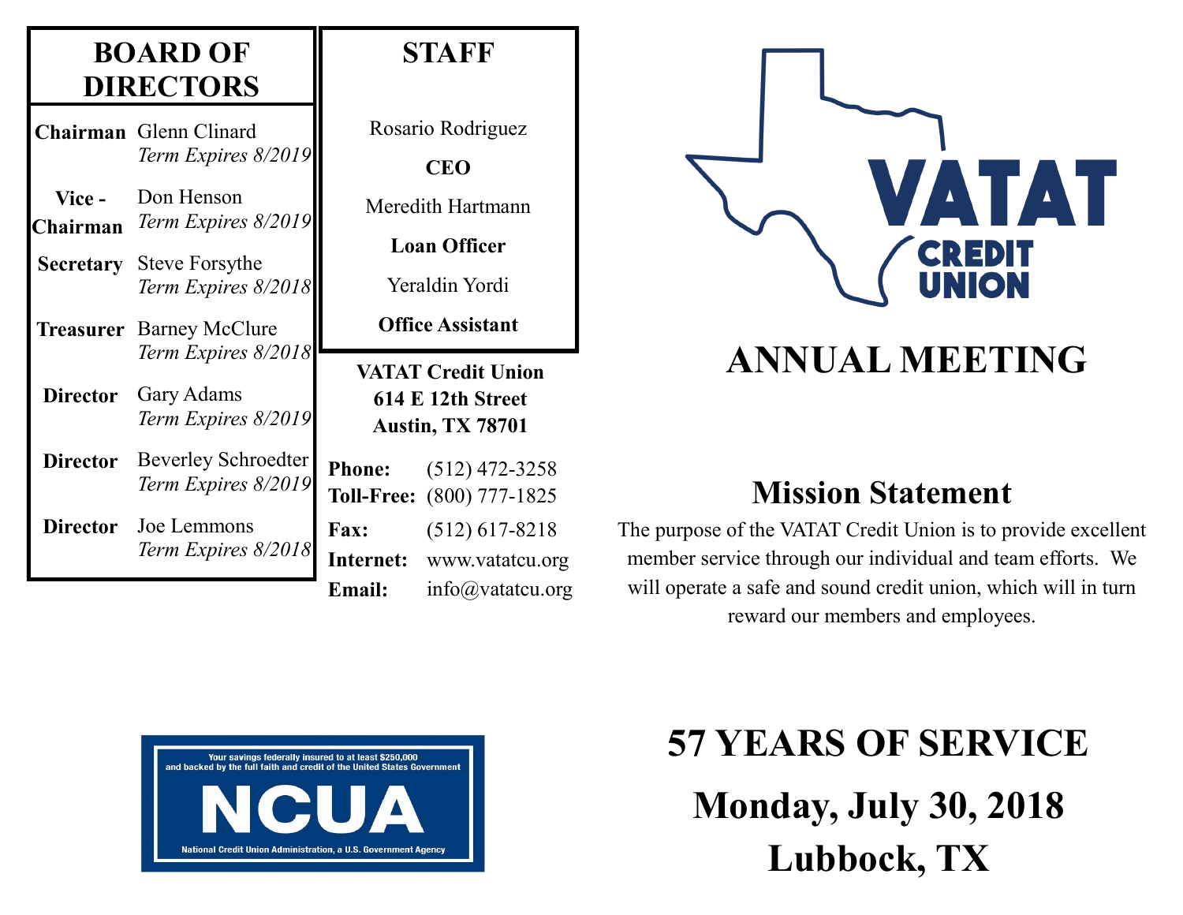## BOARD OF DIRECTORS

| | |
|---|---|
| **Chairman** | Glenn Clinard<br>*Term Expires 8/2019* |
| **Vice - Chairman** | Don Henson<br>*Term Expires 8/2019* |
| **Secretary** | Steve Forsythe<br>*Term Expires 8/2018* |
| **Treasurer** | Barney McClure<br>*Term Expires 8/2018* |
| **Director** | Gary Adams<br>*Term Expires 8/2019* |
| **Director** | Beverley Schroedter<br>*Term Expires 8/2019* |
| **Director** | Joe Lemmons<br>*Term Expires 8/2018* |

## STAFF

Rosario Rodriguez

**CEO**

Meredith Hartmann

**Loan Officer**

Yeraldin Yordi

**Office Assistant**

**VATAT Credit Union**
**614 E 12th Street**
**Austin, TX 78701**

| | |
|---|---|
| **Phone:** | (512) 472-3258 |
| **Toll-Free:** | (800) 777-1825 |
| **Fax:** | (512) 617-8218 |
| **Internet:** | www.vatatcu.org |
| **Email:** | info@vatatcu.org |

Your savings federally insured to at least $250,000 and backed by the full faith and credit of the United States Government

NCUA

National Credit Union Administration, a U.S. Government Agency

VATAT CREDIT UNION

# ANNUAL MEETING

## Mission Statement

The purpose of the VATAT Credit Union is to provide excellent member service through our individual and team efforts. We will operate a safe and sound credit union, which will in turn reward our members and employees.

# 57 YEARS OF SERVICE

# Monday, July 30, 2018

# Lubbock, TX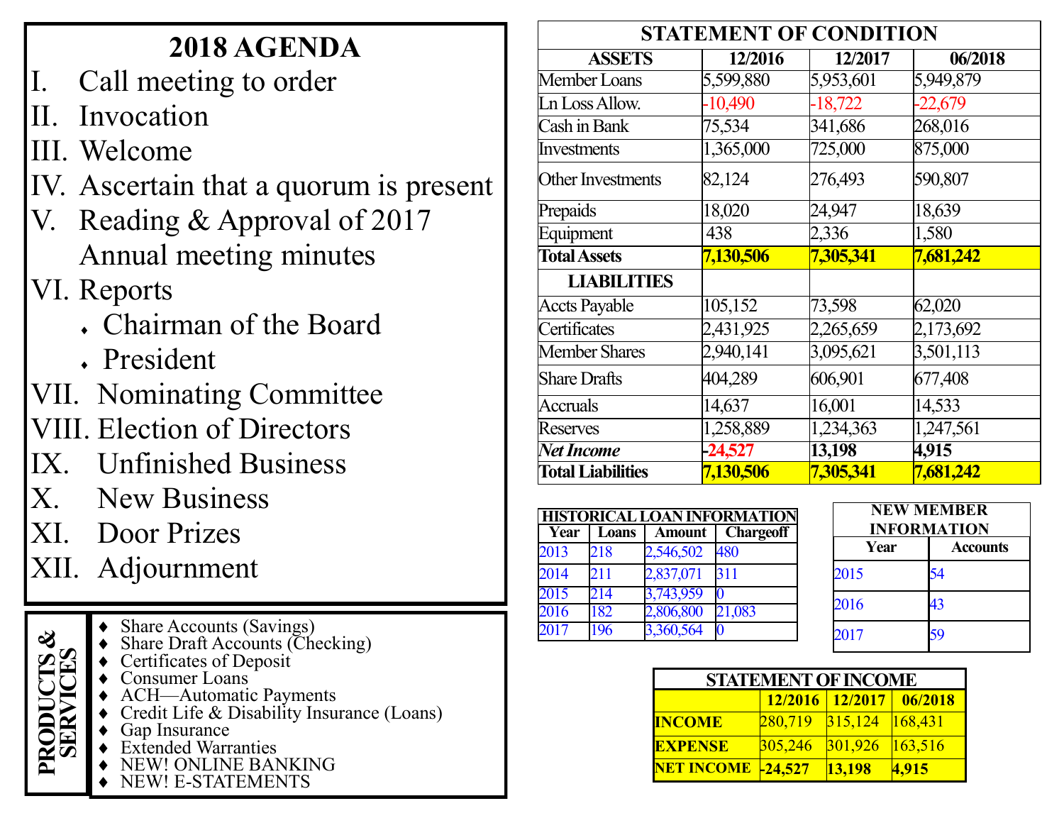# 2018 AGENDA

I. Call meeting to order
II. Invocation
III. Welcome
IV. Ascertain that a quorum is present
V. Reading & Approval of 2017 Annual meeting minutes
VI. Reports
- Chairman of the Board
- President

VII. Nominating Committee
VIII. Election of Directors
IX. Unfinished Business
X. New Business
XI. Door Prizes
XII. Adjournment

## PRODUCTS & SERVICES

- Share Accounts (Savings)
- Share Draft Accounts (Checking)
- Certificates of Deposit
- Consumer Loans
- ACH—Automatic Payments
- Credit Life & Disability Insurance (Loans)
- Gap Insurance
- Extended Warranties
- NEW! ONLINE BANKING
- NEW! E-STATEMENTS

## STATEMENT OF CONDITION

| ASSETS | 12/2016 | 12/2017 | 06/2018 |
|---|---|---|---|
| Member Loans | 5,599,880 | 5,953,601 | 5,949,879 |
| Ln Loss Allow. | -10,490 | -18,722 | -22,679 |
| Cash in Bank | 75,534 | 341,686 | 268,016 |
| Investments | 1,365,000 | 725,000 | 875,000 |
| Other Investments | 82,124 | 276,493 | 590,807 |
| Prepaids | 18,020 | 24,947 | 18,639 |
| Equipment | 438 | 2,336 | 1,580 |
| **Total Assets** | **7,130,506** | **7,305,341** | **7,681,242** |
| **LIABILITIES** | | | |
| Accts Payable | 105,152 | 73,598 | 62,020 |
| Certificates | 2,431,925 | 2,265,659 | 2,173,692 |
| Member Shares | 2,940,141 | 3,095,621 | 3,501,113 |
| Share Drafts | 404,289 | 606,901 | 677,408 |
| Accruals | 14,637 | 16,001 | 14,533 |
| Reserves | 1,258,889 | 1,234,363 | 1,247,561 |
| ***Net Income*** | **-24,527** | **13,198** | **4,915** |
| **Total Liabilities** | **7,130,506** | **7,305,341** | **7,681,242** |

## HISTORICAL LOAN INFORMATION

| Year | Loans | Amount | Chargeoff |
|---|---|---|---|
| 2013 | 218 | 2,546,502 | 480 |
| 2014 | 211 | 2,837,071 | 311 |
| 2015 | 214 | 3,743,959 | 0 |
| 2016 | 182 | 2,806,800 | 21,083 |
| 2017 | 196 | 3,360,564 | 0 |

## NEW MEMBER INFORMATION

| Year | Accounts |
|---|---|
| 2015 | 54 |
| 2016 | 43 |
| 2017 | 59 |

## STATEMENT OF INCOME

| | 12/2016 | 12/2017 | 06/2018 |
|---|---|---|---|
| **INCOME** | 280,719 | 315,124 | 168,431 |
| **EXPENSE** | 305,246 | 301,926 | 163,516 |
| **NET INCOME** | **-24,527** | **13,198** | **4,915** |